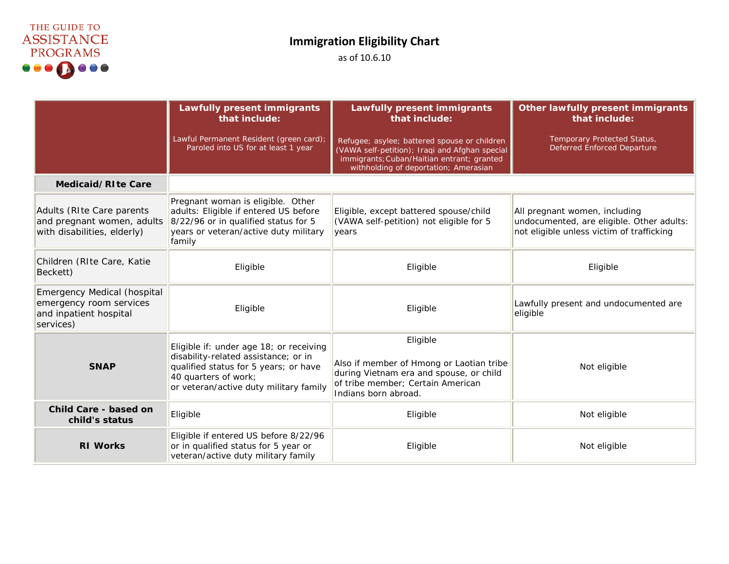THE GUIDE TO ASSISTANCE PROGRAMS

# Immigration Eligibility Chart

as of 10.6.10

| | **Lawfully present immigrants that include:** Lawful Permanent Resident (green card); Paroled into US for at least 1 year | **Lawfully present immigrants that include:** Refugee; asylee; battered spouse or children (VAWA self-petition); Iraqi and Afghan special immigrants; Cuban/Haitian entrant; granted withholding of deportation; Amerasian | **Other lawfully present immigrants that include:** Temporary Protected Status, Deferred Enforced Departure |
|---|---|---|---|
| **Medicaid/RIte Care** | | | |
| Adults (RIte Care parents and pregnant women, adults with disabilities, elderly) | Pregnant woman is eligible. Other adults: Eligible if entered US before 8/22/96 or in qualified status for 5 years or veteran/active duty military family | Eligible, except battered spouse/child (VAWA self-petition) not eligible for 5 years | All pregnant women, including undocumented, are eligible. Other adults: not eligible unless victim of trafficking |
| Children (RIte Care, Katie Beckett) | Eligible | Eligible | Eligible |
| Emergency Medical (hospital emergency room services and inpatient hospital services) | Eligible | Eligible | Lawfully present and undocumented are eligible |
| **SNAP** | Eligible if: under age 18; or receiving disability-related assistance; or in qualified status for 5 years; or have 40 quarters of work; or veteran/active duty military family | Eligible<br><br>Also if member of Hmong or Laotian tribe during Vietnam era and spouse, or child of tribe member; Certain American Indians born abroad. | Not eligible |
| **Child Care - based on child's status** | Eligible | Eligible | Not eligible |
| **RI Works** | Eligible if entered US before 8/22/96 or in qualified status for 5 year or veteran/active duty military family | Eligible | Not eligible |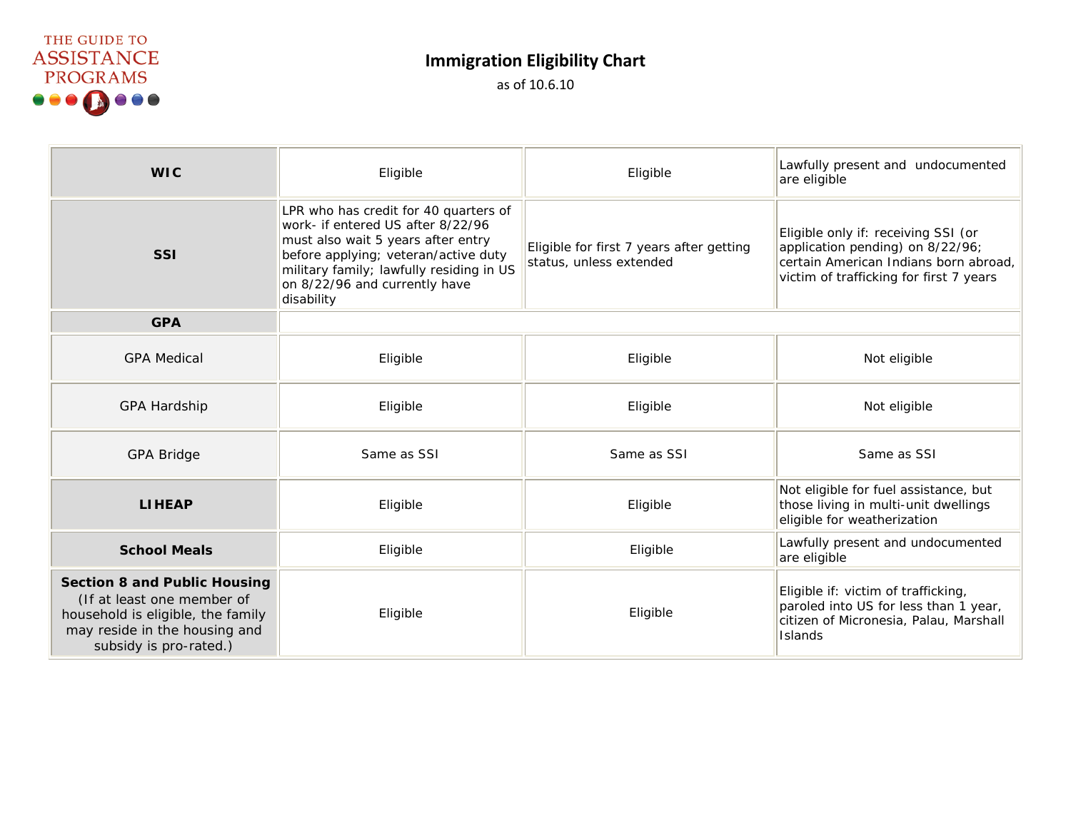THE GUIDE TO ASSISTANCE PROGRAMS

# Immigration Eligibility Chart

as of 10.6.10

| | | | |
|---|---|---|---|
| **WIC** | Eligible | Eligible | Lawfully present and undocumented are eligible |
| **SSI** | LPR who has credit for 40 quarters of work- if entered US after 8/22/96 must also wait 5 years after entry before applying; veteran/active duty military family; lawfully residing in US on 8/22/96 and currently have disability | Eligible for first 7 years after getting status, unless extended | Eligible only if: receiving SSI (or application pending) on 8/22/96; certain American Indians born abroad, victim of trafficking for first 7 years |
| **GPA** | | | |
| GPA Medical | Eligible | Eligible | Not eligible |
| GPA Hardship | Eligible | Eligible | Not eligible |
| GPA Bridge | Same as SSI | Same as SSI | Same as SSI |
| **LIHEAP** | Eligible | Eligible | Not eligible for fuel assistance, but those living in multi-unit dwellings eligible for weatherization |
| **School Meals** | Eligible | Eligible | Lawfully present and undocumented are eligible |
| **Section 8 and Public Housing** (If at least one member of household is eligible, the family may reside in the housing and subsidy is pro-rated.) | Eligible | Eligible | Eligible if: victim of trafficking, paroled into US for less than 1 year, citizen of Micronesia, Palau, Marshall Islands |